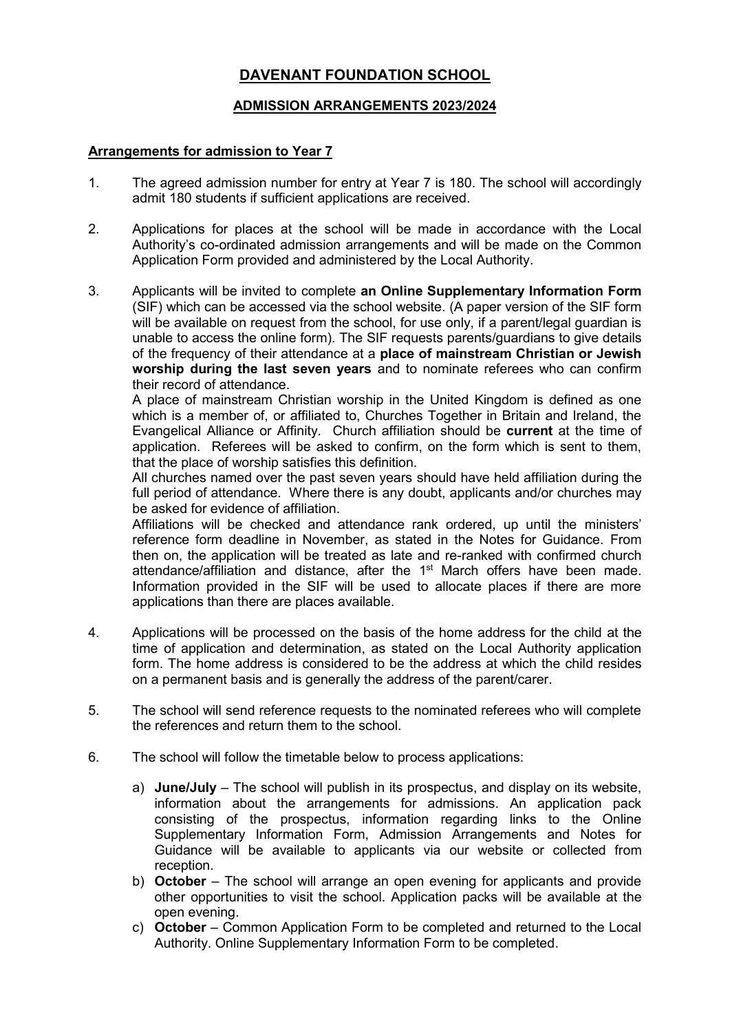# DAVENANT FOUNDATION SCHOOL

## ADMISSION ARRANGEMENTS 2023/2024

### Arrangements for admission to Year 7

1. The agreed admission number for entry at Year 7 is 180. The school will accordingly admit 180 students if sufficient applications are received.

2. Applications for places at the school will be made in accordance with the Local Authority's co-ordinated admission arrangements and will be made on the Common Application Form provided and administered by the Local Authority.

3. Applicants will be invited to complete **an Online Supplementary Information Form** (SIF) which can be accessed via the school website. (A paper version of the SIF form will be available on request from the school, for use only, if a parent/legal guardian is unable to access the online form). The SIF requests parents/guardians to give details of the frequency of their attendance at a **place of mainstream Christian or Jewish worship during the last seven years** and to nominate referees who can confirm their record of attendance.

   A place of mainstream Christian worship in the United Kingdom is defined as one which is a member of, or affiliated to, Churches Together in Britain and Ireland, the Evangelical Alliance or Affinity. Church affiliation should be **current** at the time of application. Referees will be asked to confirm, on the form which is sent to them, that the place of worship satisfies this definition.

   All churches named over the past seven years should have held affiliation during the full period of attendance. Where there is any doubt, applicants and/or churches may be asked for evidence of affiliation.

   Affiliations will be checked and attendance rank ordered, up until the ministers' reference form deadline in November, as stated in the Notes for Guidance. From then on, the application will be treated as late and re-ranked with confirmed church attendance/affiliation and distance, after the 1st March offers have been made. Information provided in the SIF will be used to allocate places if there are more applications than there are places available.

4. Applications will be processed on the basis of the home address for the child at the time of application and determination, as stated on the Local Authority application form. The home address is considered to be the address at which the child resides on a permanent basis and is generally the address of the parent/carer.

5. The school will send reference requests to the nominated referees who will complete the references and return them to the school.

6. The school will follow the timetable below to process applications:

   a) **June/July** – The school will publish in its prospectus, and display on its website, information about the arrangements for admissions. An application pack consisting of the prospectus, information regarding links to the Online Supplementary Information Form, Admission Arrangements and Notes for Guidance will be available to applicants via our website or collected from reception.
   b) **October** – The school will arrange an open evening for applicants and provide other opportunities to visit the school. Application packs will be available at the open evening.
   c) **October** – Common Application Form to be completed and returned to the Local Authority. Online Supplementary Information Form to be completed.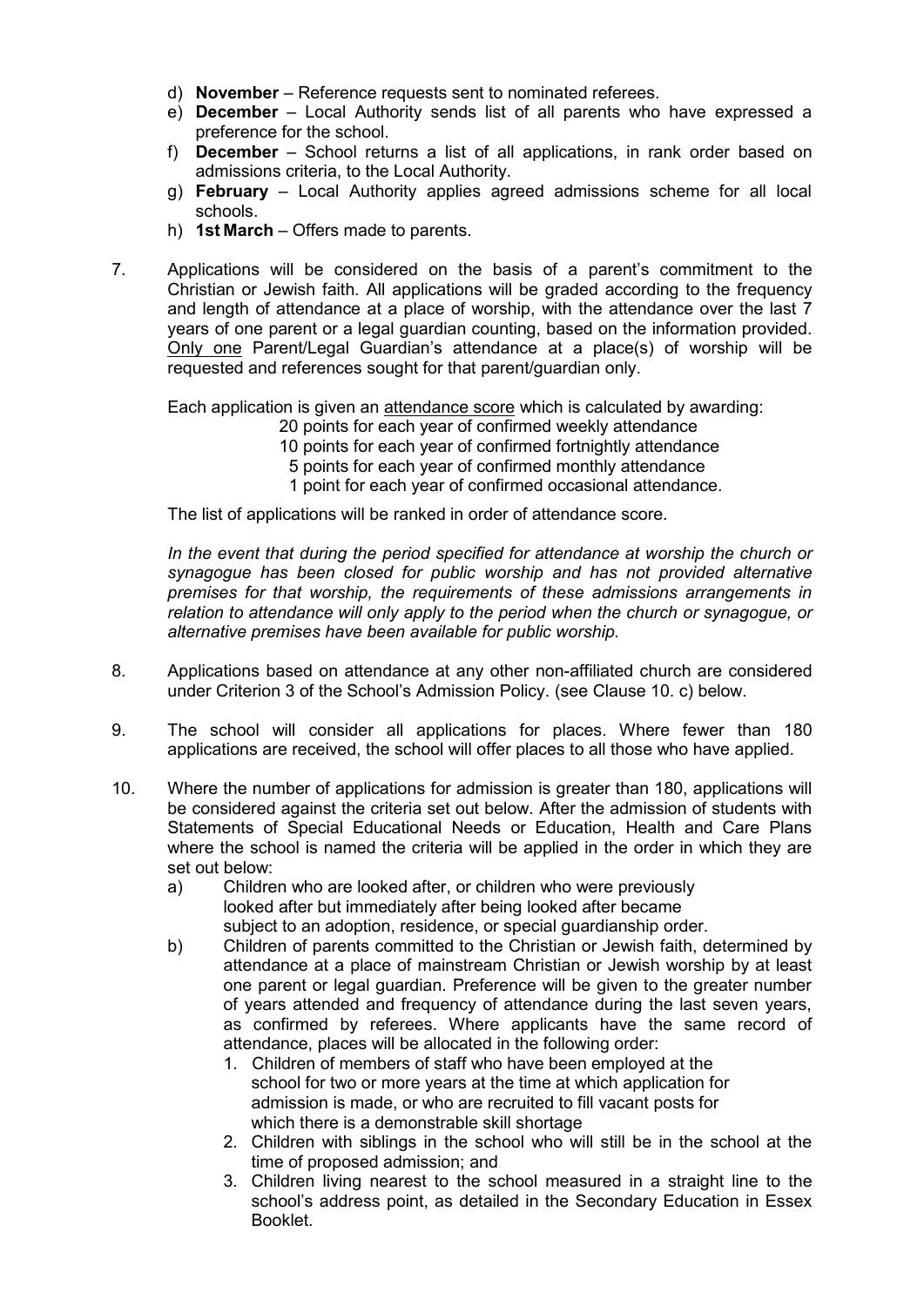d) **November** – Reference requests sent to nominated referees.
e) **December** – Local Authority sends list of all parents who have expressed a preference for the school.
f) **December** – School returns a list of all applications, in rank order based on admissions criteria, to the Local Authority.
g) **February** – Local Authority applies agreed admissions scheme for all local schools.
h) **1st March** – Offers made to parents.

7. Applications will be considered on the basis of a parent's commitment to the Christian or Jewish faith. All applications will be graded according to the frequency and length of attendance at a place of worship, with the attendance over the last 7 years of one parent or a legal guardian counting, based on the information provided. Only one Parent/Legal Guardian's attendance at a place(s) of worship will be requested and references sought for that parent/guardian only.

   Each application is given an attendance score which is calculated by awarding:
   - 20 points for each year of confirmed weekly attendance
   - 10 points for each year of confirmed fortnightly attendance
   - 5 points for each year of confirmed monthly attendance
   - 1 point for each year of confirmed occasional attendance.

   The list of applications will be ranked in order of attendance score.

   *In the event that during the period specified for attendance at worship the church or synagogue has been closed for public worship and has not provided alternative premises for that worship, the requirements of these admissions arrangements in relation to attendance will only apply to the period when the church or synagogue, or alternative premises have been available for public worship.*

8. Applications based on attendance at any other non-affiliated church are considered under Criterion 3 of the School's Admission Policy. (see Clause 10. c) below.

9. The school will consider all applications for places. Where fewer than 180 applications are received, the school will offer places to all those who have applied.

10. Where the number of applications for admission is greater than 180, applications will be considered against the criteria set out below. After the admission of students with Statements of Special Educational Needs or Education, Health and Care Plans where the school is named the criteria will be applied in the order in which they are set out below:
    a) Children who are looked after, or children who were previously looked after but immediately after being looked after became subject to an adoption, residence, or special guardianship order.
    b) Children of parents committed to the Christian or Jewish faith, determined by attendance at a place of mainstream Christian or Jewish worship by at least one parent or legal guardian. Preference will be given to the greater number of years attended and frequency of attendance during the last seven years, as confirmed by referees. Where applicants have the same record of attendance, places will be allocated in the following order:
       1. Children of members of staff who have been employed at the school for two or more years at the time at which application for admission is made, or who are recruited to fill vacant posts for which there is a demonstrable skill shortage
       2. Children with siblings in the school who will still be in the school at the time of proposed admission; and
       3. Children living nearest to the school measured in a straight line to the school's address point, as detailed in the Secondary Education in Essex Booklet.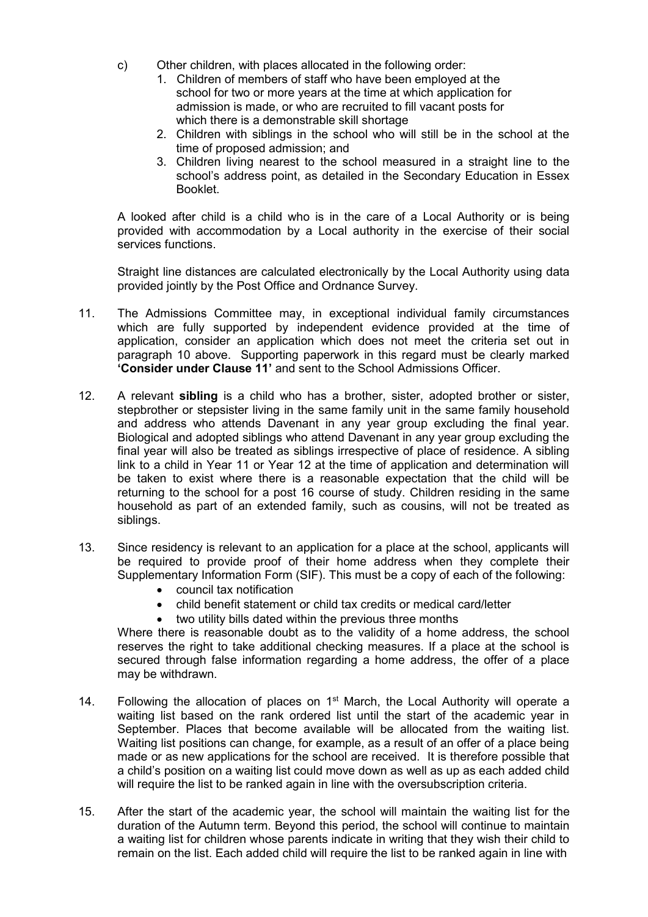c) Other children, with places allocated in the following order:
   1. Children of members of staff who have been employed at the school for two or more years at the time at which application for admission is made, or who are recruited to fill vacant posts for which there is a demonstrable skill shortage
   2. Children with siblings in the school who will still be in the school at the time of proposed admission; and
   3. Children living nearest to the school measured in a straight line to the school's address point, as detailed in the Secondary Education in Essex Booklet.

A looked after child is a child who is in the care of a Local Authority or is being provided with accommodation by a Local authority in the exercise of their social services functions.

Straight line distances are calculated electronically by the Local Authority using data provided jointly by the Post Office and Ordnance Survey.

11. The Admissions Committee may, in exceptional individual family circumstances which are fully supported by independent evidence provided at the time of application, consider an application which does not meet the criteria set out in paragraph 10 above. Supporting paperwork in this regard must be clearly marked **'Consider under Clause 11'** and sent to the School Admissions Officer.

12. A relevant **sibling** is a child who has a brother, sister, adopted brother or sister, stepbrother or stepsister living in the same family unit in the same family household and address who attends Davenant in any year group excluding the final year. Biological and adopted siblings who attend Davenant in any year group excluding the final year will also be treated as siblings irrespective of place of residence. A sibling link to a child in Year 11 or Year 12 at the time of application and determination will be taken to exist where there is a reasonable expectation that the child will be returning to the school for a post 16 course of study. Children residing in the same household as part of an extended family, such as cousins, will not be treated as siblings.

13. Since residency is relevant to an application for a place at the school, applicants will be required to provide proof of their home address when they complete their Supplementary Information Form (SIF). This must be a copy of each of the following:
    - council tax notification
    - child benefit statement or child tax credits or medical card/letter
    - two utility bills dated within the previous three months

    Where there is reasonable doubt as to the validity of a home address, the school reserves the right to take additional checking measures. If a place at the school is secured through false information regarding a home address, the offer of a place may be withdrawn.

14. Following the allocation of places on 1st March, the Local Authority will operate a waiting list based on the rank ordered list until the start of the academic year in September. Places that become available will be allocated from the waiting list. Waiting list positions can change, for example, as a result of an offer of a place being made or as new applications for the school are received. It is therefore possible that a child's position on a waiting list could move down as well as up as each added child will require the list to be ranked again in line with the oversubscription criteria.

15. After the start of the academic year, the school will maintain the waiting list for the duration of the Autumn term. Beyond this period, the school will continue to maintain a waiting list for children whose parents indicate in writing that they wish their child to remain on the list. Each added child will require the list to be ranked again in line with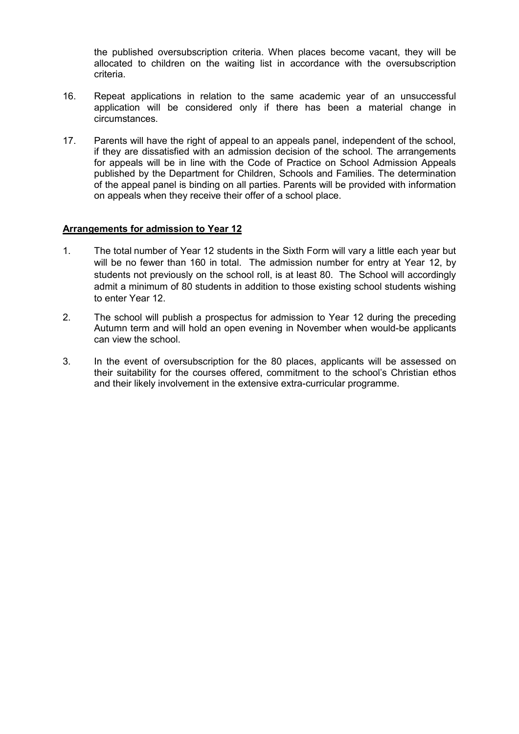the published oversubscription criteria. When places become vacant, they will be allocated to children on the waiting list in accordance with the oversubscription criteria.

16. Repeat applications in relation to the same academic year of an unsuccessful application will be considered only if there has been a material change in circumstances.

17. Parents will have the right of appeal to an appeals panel, independent of the school, if they are dissatisfied with an admission decision of the school. The arrangements for appeals will be in line with the Code of Practice on School Admission Appeals published by the Department for Children, Schools and Families. The determination of the appeal panel is binding on all parties. Parents will be provided with information on appeals when they receive their offer of a school place.

## Arrangements for admission to Year 12

1. The total number of Year 12 students in the Sixth Form will vary a little each year but will be no fewer than 160 in total. The admission number for entry at Year 12, by students not previously on the school roll, is at least 80. The School will accordingly admit a minimum of 80 students in addition to those existing school students wishing to enter Year 12.

2. The school will publish a prospectus for admission to Year 12 during the preceding Autumn term and will hold an open evening in November when would-be applicants can view the school.

3. In the event of oversubscription for the 80 places, applicants will be assessed on their suitability for the courses offered, commitment to the school's Christian ethos and their likely involvement in the extensive extra-curricular programme.